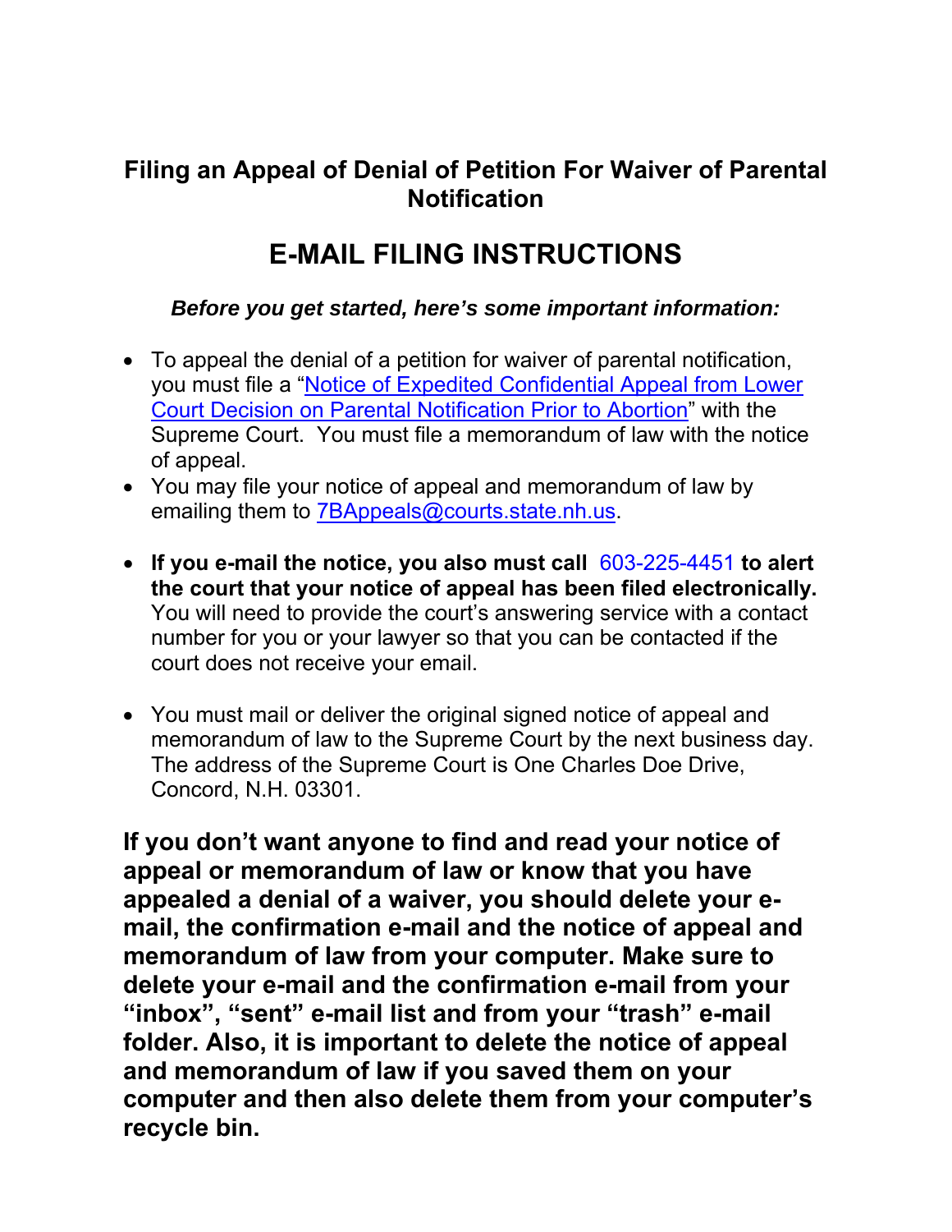## Filing an Appeal of Denial of Petition For Waiver of Parental Notification

# E-MAIL FILING INSTRUCTIONS

***Before you get started, here's some important information:***

- To appeal the denial of a petition for waiver of parental notification, you must file a "Notice of Expedited Confidential Appeal from Lower Court Decision on Parental Notification Prior to Abortion" with the Supreme Court. You must file a memorandum of law with the notice of appeal.
- You may file your notice of appeal and memorandum of law by emailing them to 7BAppeals@courts.state.nh.us.
- **If you e-mail the notice, you also must call 603-225-4451 to alert the court that your notice of appeal has been filed electronically.** You will need to provide the court's answering service with a contact number for you or your lawyer so that you can be contacted if the court does not receive your email.
- You must mail or deliver the original signed notice of appeal and memorandum of law to the Supreme Court by the next business day. The address of the Supreme Court is One Charles Doe Drive, Concord, N.H. 03301.

**If you don't want anyone to find and read your notice of appeal or memorandum of law or know that you have appealed a denial of a waiver, you should delete your e-mail, the confirmation e-mail and the notice of appeal and memorandum of law from your computer. Make sure to delete your e-mail and the confirmation e-mail from your "inbox", "sent" e-mail list and from your "trash" e-mail folder. Also, it is important to delete the notice of appeal and memorandum of law if you saved them on your computer and then also delete them from your computer's recycle bin.**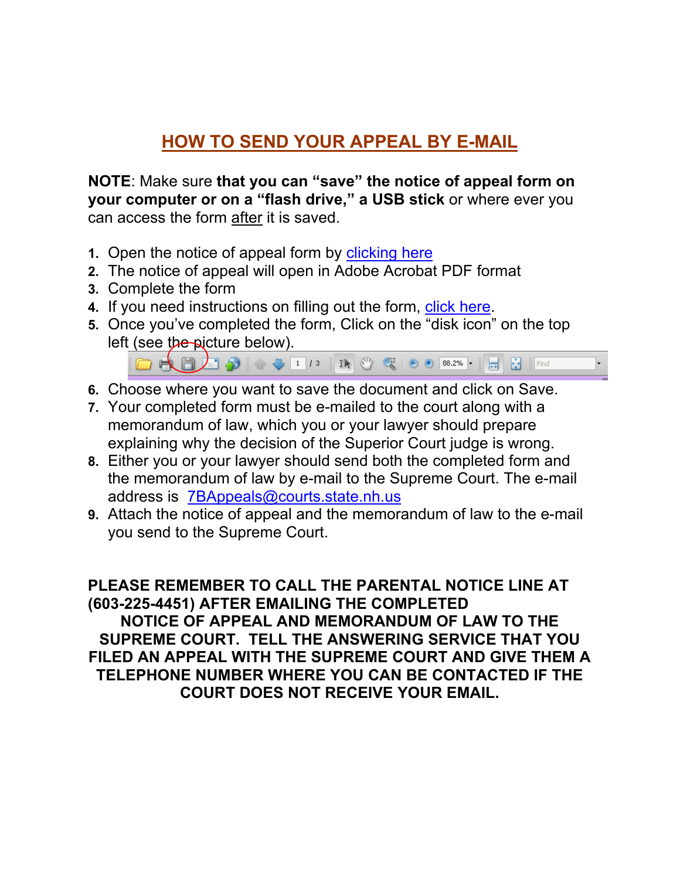# HOW TO SEND YOUR APPEAL BY E-MAIL

**NOTE**: Make sure **that you can "save" the notice of appeal form on your computer or on a "flash drive," a USB stick** or where ever you can access the form after it is saved.

1. Open the notice of appeal form by clicking here
2. The notice of appeal will open in Adobe Acrobat PDF format
3. Complete the form
4. If you need instructions on filling out the form, click here.
5. Once you've completed the form, Click on the "disk icon" on the top left (see the picture below).
6. Choose where you want to save the document and click on Save.
7. Your completed form must be e-mailed to the court along with a memorandum of law, which you or your lawyer should prepare explaining why the decision of the Superior Court judge is wrong.
8. Either you or your lawyer should send both the completed form and the memorandum of law by e-mail to the Supreme Court. The e-mail address is 7BAppeals@courts.state.nh.us
9. Attach the notice of appeal and the memorandum of law to the e-mail you send to the Supreme Court.

**PLEASE REMEMBER TO CALL THE PARENTAL NOTICE LINE AT (603-225-4451) AFTER EMAILING THE COMPLETED NOTICE OF APPEAL AND MEMORANDUM OF LAW TO THE SUPREME COURT. TELL THE ANSWERING SERVICE THAT YOU FILED AN APPEAL WITH THE SUPREME COURT AND GIVE THEM A TELEPHONE NUMBER WHERE YOU CAN BE CONTACTED IF THE COURT DOES NOT RECEIVE YOUR EMAIL.**